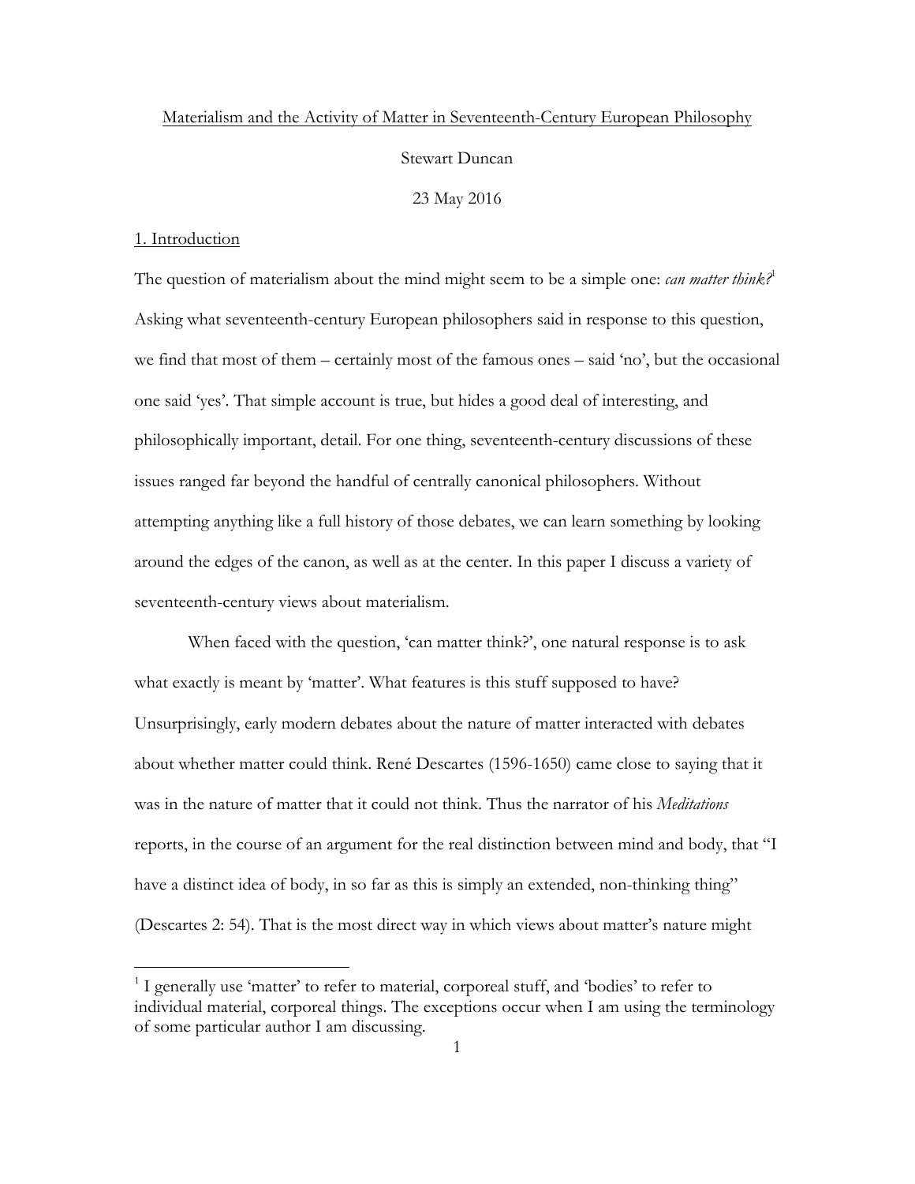# Materialism and the Activity of Matter in Seventeenth-Century European Philosophy

Stewart Duncan

23 May 2016

## 1. Introduction

The question of materialism about the mind might seem to be a simple one: *can matter think?*[1] Asking what seventeenth-century European philosophers said in response to this question, we find that most of them – certainly most of the famous ones – said 'no', but the occasional one said 'yes'. That simple account is true, but hides a good deal of interesting, and philosophically important, detail. For one thing, seventeenth-century discussions of these issues ranged far beyond the handful of centrally canonical philosophers. Without attempting anything like a full history of those debates, we can learn something by looking around the edges of the canon, as well as at the center. In this paper I discuss a variety of seventeenth-century views about materialism.

When faced with the question, 'can matter think?', one natural response is to ask what exactly is meant by 'matter'. What features is this stuff supposed to have? Unsurprisingly, early modern debates about the nature of matter interacted with debates about whether matter could think. René Descartes (1596-1650) came close to saying that it was in the nature of matter that it could not think. Thus the narrator of his *Meditations* reports, in the course of an argument for the real distinction between mind and body, that "I have a distinct idea of body, in so far as this is simply an extended, non-thinking thing" (Descartes 2: 54). That is the most direct way in which views about matter's nature might

[1] I generally use 'matter' to refer to material, corporeal stuff, and 'bodies' to refer to individual material, corporeal things. The exceptions occur when I am using the terminology of some particular author I am discussing.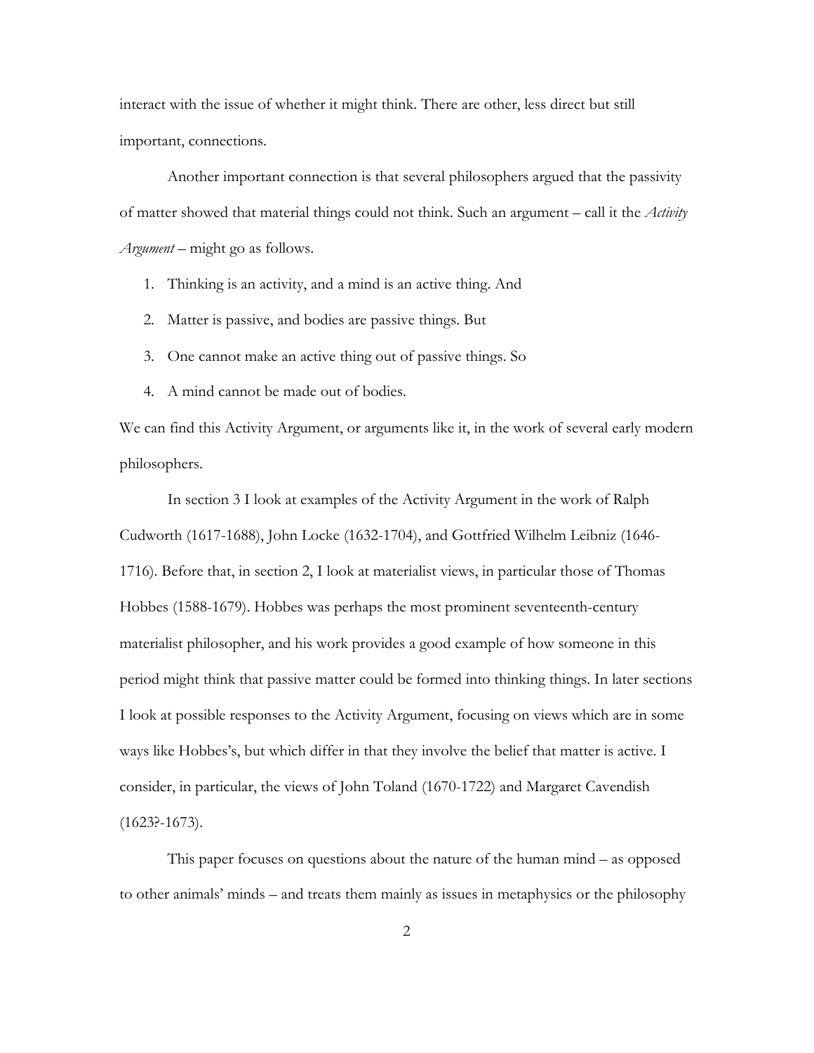interact with the issue of whether it might think. There are other, less direct but still important, connections.

Another important connection is that several philosophers argued that the passivity of matter showed that material things could not think. Such an argument – call it the *Activity Argument* – might go as follows.

1. Thinking is an activity, and a mind is an active thing. And
2. Matter is passive, and bodies are passive things. But
3. One cannot make an active thing out of passive things. So
4. A mind cannot be made out of bodies.

We can find this Activity Argument, or arguments like it, in the work of several early modern philosophers.

In section 3 I look at examples of the Activity Argument in the work of Ralph Cudworth (1617-1688), John Locke (1632-1704), and Gottfried Wilhelm Leibniz (1646-1716). Before that, in section 2, I look at materialist views, in particular those of Thomas Hobbes (1588-1679). Hobbes was perhaps the most prominent seventeenth-century materialist philosopher, and his work provides a good example of how someone in this period might think that passive matter could be formed into thinking things. In later sections I look at possible responses to the Activity Argument, focusing on views which are in some ways like Hobbes's, but which differ in that they involve the belief that matter is active. I consider, in particular, the views of John Toland (1670-1722) and Margaret Cavendish (1623?-1673).

This paper focuses on questions about the nature of the human mind – as opposed to other animals' minds – and treats them mainly as issues in metaphysics or the philosophy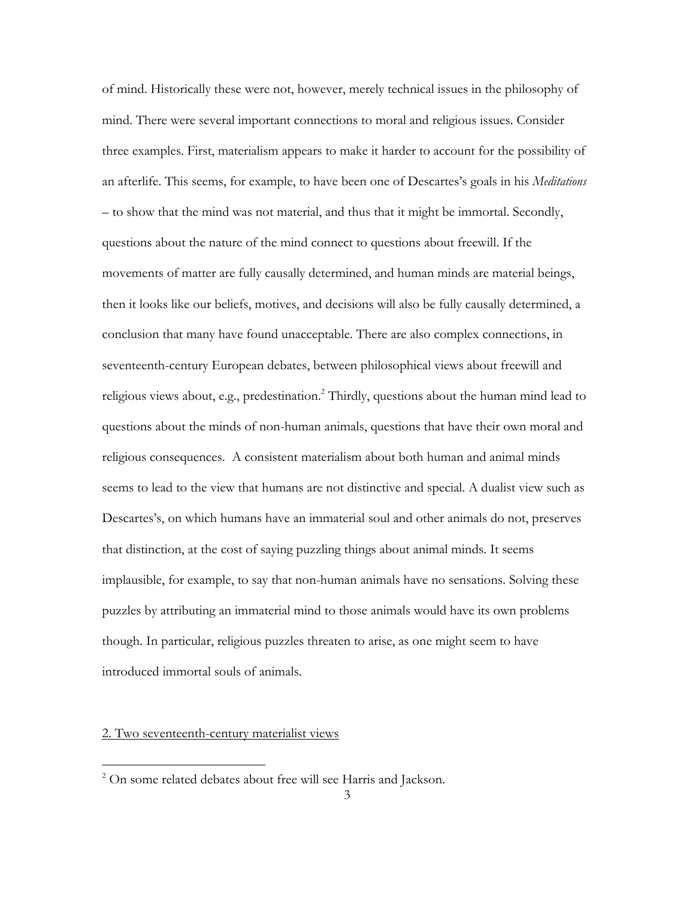of mind. Historically these were not, however, merely technical issues in the philosophy of mind. There were several important connections to moral and religious issues. Consider three examples. First, materialism appears to make it harder to account for the possibility of an afterlife. This seems, for example, to have been one of Descartes's goals in his *Meditations* – to show that the mind was not material, and thus that it might be immortal. Secondly, questions about the nature of the mind connect to questions about freewill. If the movements of matter are fully causally determined, and human minds are material beings, then it looks like our beliefs, motives, and decisions will also be fully causally determined, a conclusion that many have found unacceptable. There are also complex connections, in seventeenth-century European debates, between philosophical views about freewill and religious views about, e.g., predestination.[2] Thirdly, questions about the human mind lead to questions about the minds of non-human animals, questions that have their own moral and religious consequences. A consistent materialism about both human and animal minds seems to lead to the view that humans are not distinctive and special. A dualist view such as Descartes's, on which humans have an immaterial soul and other animals do not, preserves that distinction, at the cost of saying puzzling things about animal minds. It seems implausible, for example, to say that non-human animals have no sensations. Solving these puzzles by attributing an immaterial mind to those animals would have its own problems though. In particular, religious puzzles threaten to arise, as one might seem to have introduced immortal souls of animals.

## 2. Two seventeenth-century materialist views

[2] On some related debates about free will see Harris and Jackson.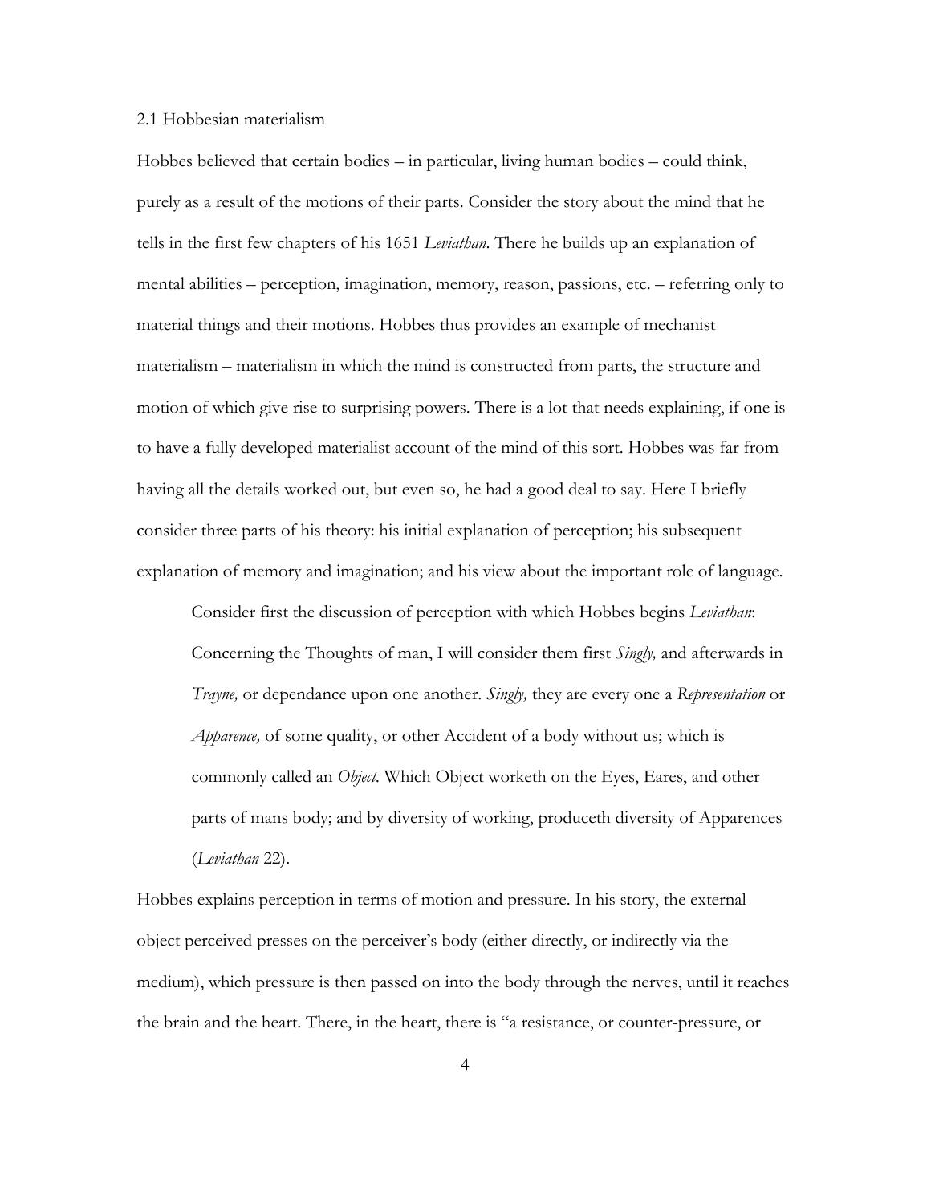## 2.1 Hobbesian materialism

Hobbes believed that certain bodies – in particular, living human bodies – could think, purely as a result of the motions of their parts. Consider the story about the mind that he tells in the first few chapters of his 1651 *Leviathan*. There he builds up an explanation of mental abilities – perception, imagination, memory, reason, passions, etc. – referring only to material things and their motions. Hobbes thus provides an example of mechanist materialism – materialism in which the mind is constructed from parts, the structure and motion of which give rise to surprising powers. There is a lot that needs explaining, if one is to have a fully developed materialist account of the mind of this sort. Hobbes was far from having all the details worked out, but even so, he had a good deal to say. Here I briefly consider three parts of his theory: his initial explanation of perception; his subsequent explanation of memory and imagination; and his view about the important role of language.

Consider first the discussion of perception with which Hobbes begins *Leviathan*:

> Concerning the Thoughts of man, I will consider them first *Singly,* and afterwards in *Trayne,* or dependance upon one another. *Singly,* they are every one a *Representation* or *Apparence,* of some quality, or other Accident of a body without us; which is commonly called an *Object*. Which Object worketh on the Eyes, Eares, and other parts of mans body; and by diversity of working, produceth diversity of Apparences (*Leviathan* 22).

Hobbes explains perception in terms of motion and pressure. In his story, the external object perceived presses on the perceiver's body (either directly, or indirectly via the medium), which pressure is then passed on into the body through the nerves, until it reaches the brain and the heart. There, in the heart, there is "a resistance, or counter-pressure, or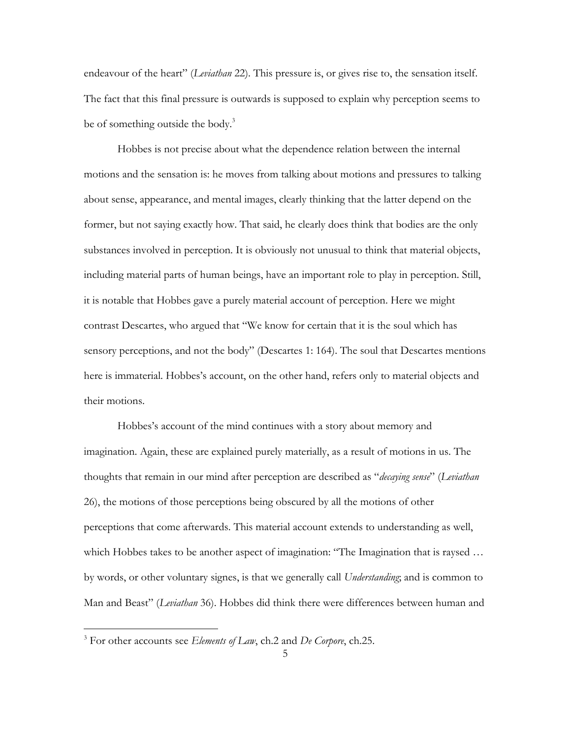endeavour of the heart" (*Leviathan* 22). This pressure is, or gives rise to, the sensation itself. The fact that this final pressure is outwards is supposed to explain why perception seems to be of something outside the body.[3]

Hobbes is not precise about what the dependence relation between the internal motions and the sensation is: he moves from talking about motions and pressures to talking about sense, appearance, and mental images, clearly thinking that the latter depend on the former, but not saying exactly how. That said, he clearly does think that bodies are the only substances involved in perception. It is obviously not unusual to think that material objects, including material parts of human beings, have an important role to play in perception. Still, it is notable that Hobbes gave a purely material account of perception. Here we might contrast Descartes, who argued that "We know for certain that it is the soul which has sensory perceptions, and not the body" (Descartes 1: 164). The soul that Descartes mentions here is immaterial. Hobbes's account, on the other hand, refers only to material objects and their motions.

Hobbes's account of the mind continues with a story about memory and imagination. Again, these are explained purely materially, as a result of motions in us. The thoughts that remain in our mind after perception are described as "*decaying sense*" (*Leviathan* 26), the motions of those perceptions being obscured by all the motions of other perceptions that come afterwards. This material account extends to understanding as well, which Hobbes takes to be another aspect of imagination: "The Imagination that is raysed … by words, or other voluntary signes, is that we generally call *Understanding*; and is common to Man and Beast" (*Leviathan* 36). Hobbes did think there were differences between human and

[3] For other accounts see *Elements of Law*, ch.2 and *De Corpore*, ch.25.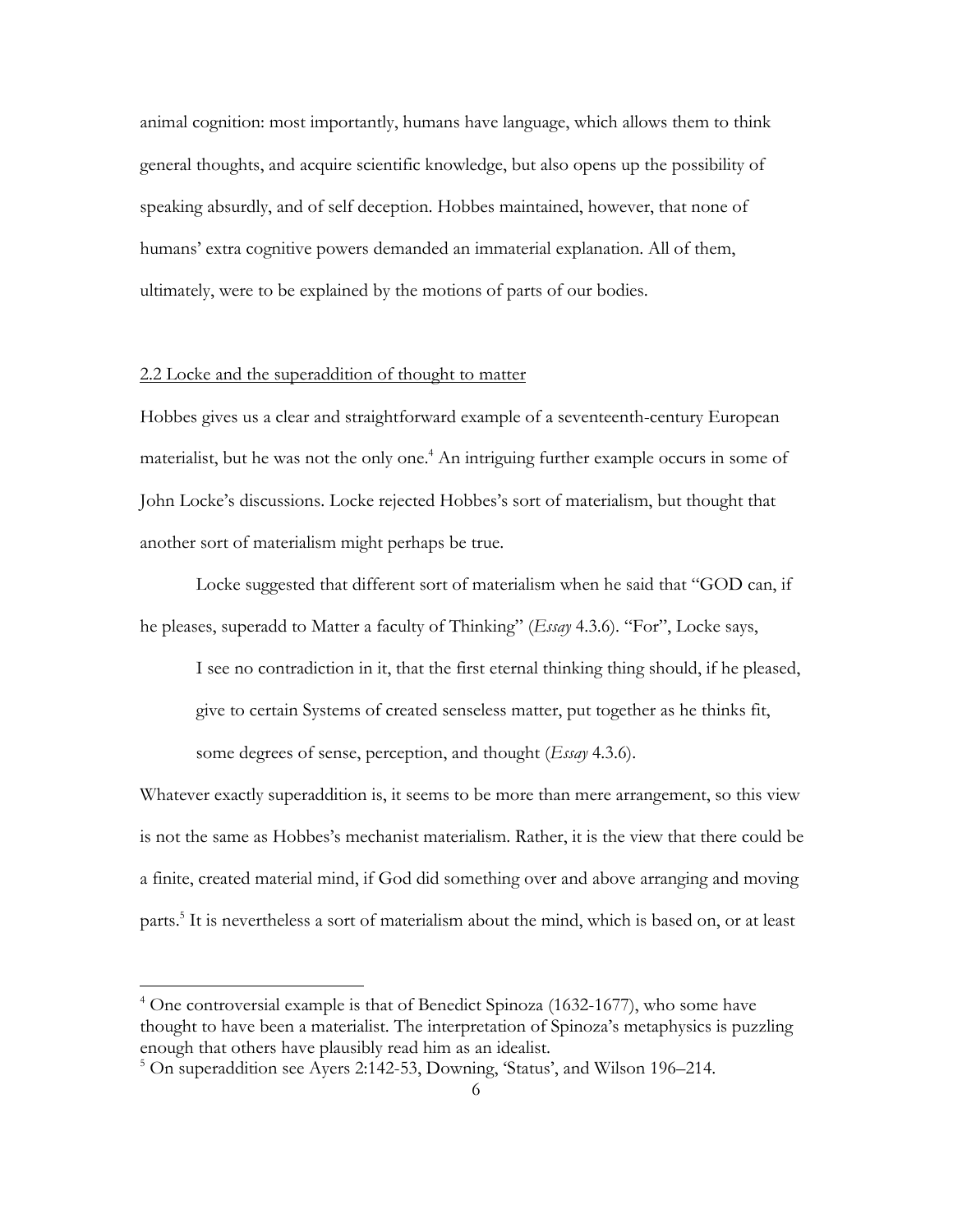animal cognition: most importantly, humans have language, which allows them to think general thoughts, and acquire scientific knowledge, but also opens up the possibility of speaking absurdly, and of self deception. Hobbes maintained, however, that none of humans' extra cognitive powers demanded an immaterial explanation. All of them, ultimately, were to be explained by the motions of parts of our bodies.

## 2.2 Locke and the superaddition of thought to matter

Hobbes gives us a clear and straightforward example of a seventeenth-century European materialist, but he was not the only one.[4] An intriguing further example occurs in some of John Locke's discussions. Locke rejected Hobbes's sort of materialism, but thought that another sort of materialism might perhaps be true.

Locke suggested that different sort of materialism when he said that "GOD can, if he pleases, superadd to Matter a faculty of Thinking" (*Essay* 4.3.6). "For", Locke says,

> I see no contradiction in it, that the first eternal thinking thing should, if he pleased, give to certain Systems of created senseless matter, put together as he thinks fit, some degrees of sense, perception, and thought (*Essay* 4.3.6).

Whatever exactly superaddition is, it seems to be more than mere arrangement, so this view is not the same as Hobbes's mechanist materialism. Rather, it is the view that there could be a finite, created material mind, if God did something over and above arranging and moving parts.[5] It is nevertheless a sort of materialism about the mind, which is based on, or at least

---

[4] One controversial example is that of Benedict Spinoza (1632-1677), who some have thought to have been a materialist. The interpretation of Spinoza's metaphysics is puzzling enough that others have plausibly read him as an idealist.

[5] On superaddition see Ayers 2:142-53, Downing, 'Status', and Wilson 196–214.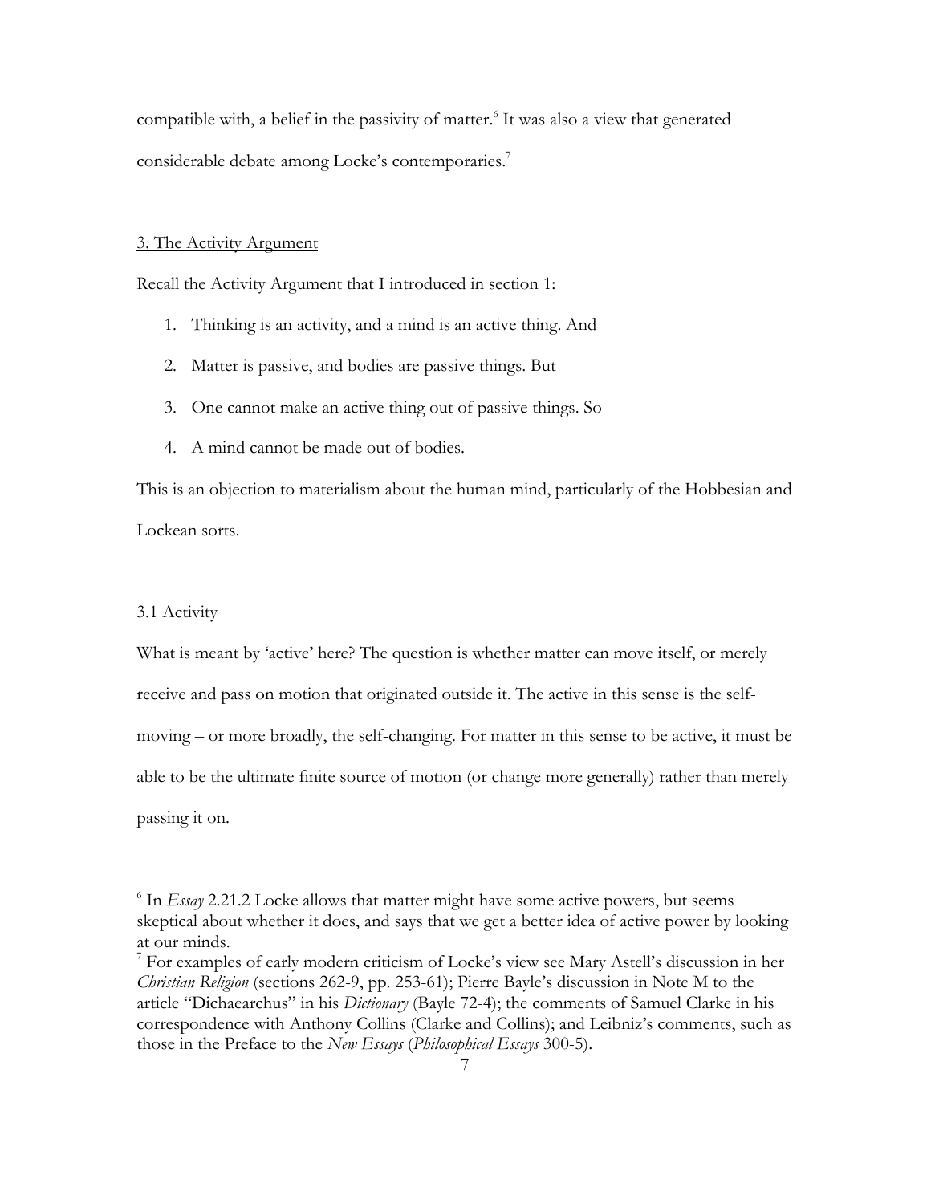compatible with, a belief in the passivity of matter.[6] It was also a view that generated considerable debate among Locke's contemporaries.[7]

## 3. The Activity Argument

Recall the Activity Argument that I introduced in section 1:

1. Thinking is an activity, and a mind is an active thing. And
2. Matter is passive, and bodies are passive things. But
3. One cannot make an active thing out of passive things. So
4. A mind cannot be made out of bodies.

This is an objection to materialism about the human mind, particularly of the Hobbesian and Lockean sorts.

### 3.1 Activity

What is meant by 'active' here? The question is whether matter can move itself, or merely receive and pass on motion that originated outside it. The active in this sense is the self-moving – or more broadly, the self-changing. For matter in this sense to be active, it must be able to be the ultimate finite source of motion (or change more generally) rather than merely passing it on.

---

[6] In *Essay* 2.21.2 Locke allows that matter might have some active powers, but seems skeptical about whether it does, and says that we get a better idea of active power by looking at our minds.

[7] For examples of early modern criticism of Locke's view see Mary Astell's discussion in her *Christian Religion* (sections 262-9, pp. 253-61); Pierre Bayle's discussion in Note M to the article "Dichaearchus" in his *Dictionary* (Bayle 72-4); the comments of Samuel Clarke in his correspondence with Anthony Collins (Clarke and Collins); and Leibniz's comments, such as those in the Preface to the *New Essays* (*Philosophical Essays* 300-5).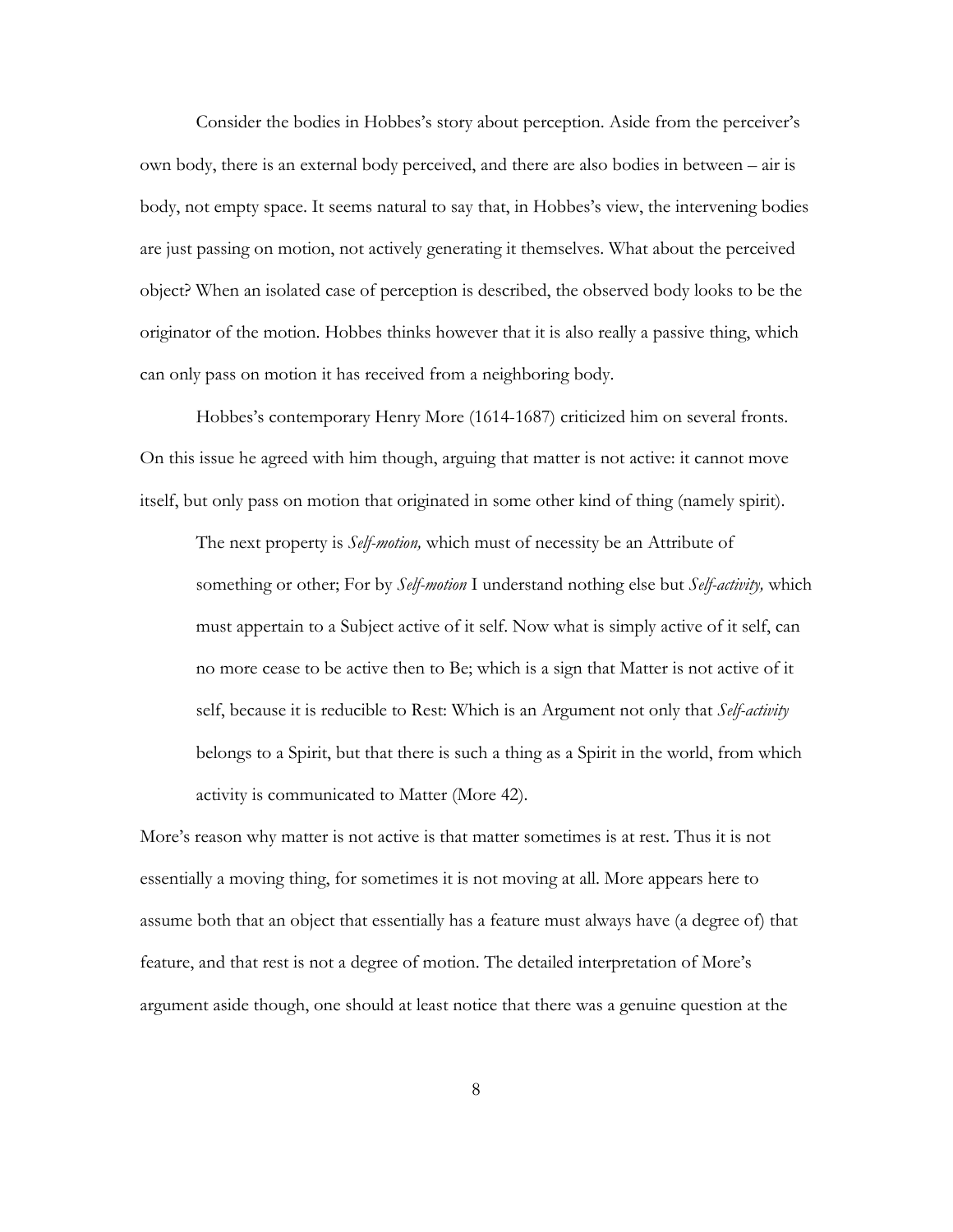Consider the bodies in Hobbes's story about perception. Aside from the perceiver's own body, there is an external body perceived, and there are also bodies in between – air is body, not empty space. It seems natural to say that, in Hobbes's view, the intervening bodies are just passing on motion, not actively generating it themselves. What about the perceived object? When an isolated case of perception is described, the observed body looks to be the originator of the motion. Hobbes thinks however that it is also really a passive thing, which can only pass on motion it has received from a neighboring body.

Hobbes's contemporary Henry More (1614-1687) criticized him on several fronts. On this issue he agreed with him though, arguing that matter is not active: it cannot move itself, but only pass on motion that originated in some other kind of thing (namely spirit).

> The next property is *Self-motion,* which must of necessity be an Attribute of something or other; For by *Self-motion* I understand nothing else but *Self-activity,* which must appertain to a Subject active of it self. Now what is simply active of it self, can no more cease to be active then to Be; which is a sign that Matter is not active of it self, because it is reducible to Rest: Which is an Argument not only that *Self-activity* belongs to a Spirit, but that there is such a thing as a Spirit in the world, from which activity is communicated to Matter (More 42).

More's reason why matter is not active is that matter sometimes is at rest. Thus it is not essentially a moving thing, for sometimes it is not moving at all. More appears here to assume both that an object that essentially has a feature must always have (a degree of) that feature, and that rest is not a degree of motion. The detailed interpretation of More's argument aside though, one should at least notice that there was a genuine question at the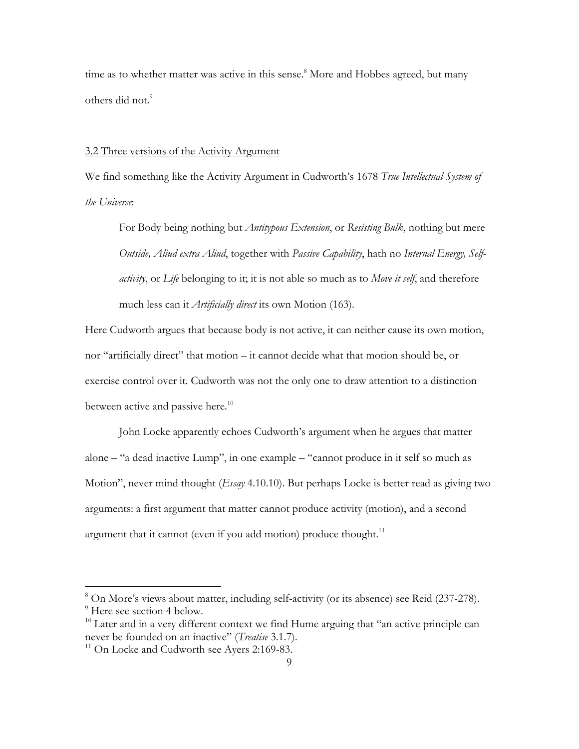time as to whether matter was active in this sense.[8] More and Hobbes agreed, but many others did not.[9]

### 3.2 Three versions of the Activity Argument

We find something like the Activity Argument in Cudworth's 1678 *True Intellectual System of the Universe*:

> For Body being nothing but *Antitypous Extension*, or *Resisting Bulk*, nothing but mere *Outside, Aliud extra Aliud*, together with *Passive Capability*, hath no *Internal Energy, Self-activity*, or *Life* belonging to it; it is not able so much as to *Move it self*, and therefore much less can it *Artificially direct* its own Motion (163).

Here Cudworth argues that because body is not active, it can neither cause its own motion, nor "artificially direct" that motion – it cannot decide what that motion should be, or exercise control over it. Cudworth was not the only one to draw attention to a distinction between active and passive here.[10]

John Locke apparently echoes Cudworth's argument when he argues that matter alone – "a dead inactive Lump", in one example – "cannot produce in it self so much as Motion", never mind thought (*Essay* 4.10.10). But perhaps Locke is better read as giving two arguments: a first argument that matter cannot produce activity (motion), and a second argument that it cannot (even if you add motion) produce thought.[11]

---

[8] On More's views about matter, including self-activity (or its absence) see Reid (237-278).

[9] Here see section 4 below.

[10] Later and in a very different context we find Hume arguing that "an active principle can never be founded on an inactive" (*Treatise* 3.1.7).

[11] On Locke and Cudworth see Ayers 2:169-83.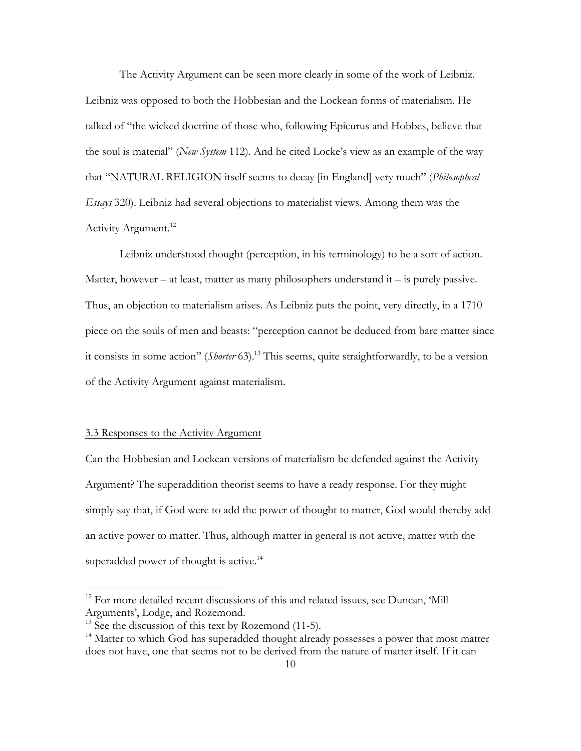The Activity Argument can be seen more clearly in some of the work of Leibniz. Leibniz was opposed to both the Hobbesian and the Lockean forms of materialism. He talked of "the wicked doctrine of those who, following Epicurus and Hobbes, believe that the soul is material" (*New System* 112). And he cited Locke's view as an example of the way that "NATURAL RELIGION itself seems to decay [in England] very much" (*Philosophcal Essays* 320). Leibniz had several objections to materialist views. Among them was the Activity Argument.[12]

Leibniz understood thought (perception, in his terminology) to be a sort of action. Matter, however – at least, matter as many philosophers understand it – is purely passive. Thus, an objection to materialism arises. As Leibniz puts the point, very directly, in a 1710 piece on the souls of men and beasts: "perception cannot be deduced from bare matter since it consists in some action" (*Shorter* 63).[13] This seems, quite straightforwardly, to be a version of the Activity Argument against materialism.

### 3.3 Responses to the Activity Argument

Can the Hobbesian and Lockean versions of materialism be defended against the Activity Argument? The superaddition theorist seems to have a ready response. For they might simply say that, if God were to add the power of thought to matter, God would thereby add an active power to matter. Thus, although matter in general is not active, matter with the superadded power of thought is active.[14]

---

[12] For more detailed recent discussions of this and related issues, see Duncan, 'Mill Arguments', Lodge, and Rozemond.

[13] See the discussion of this text by Rozemond (11-5).

[14] Matter to which God has superadded thought already possesses a power that most matter does not have, one that seems not to be derived from the nature of matter itself. If it can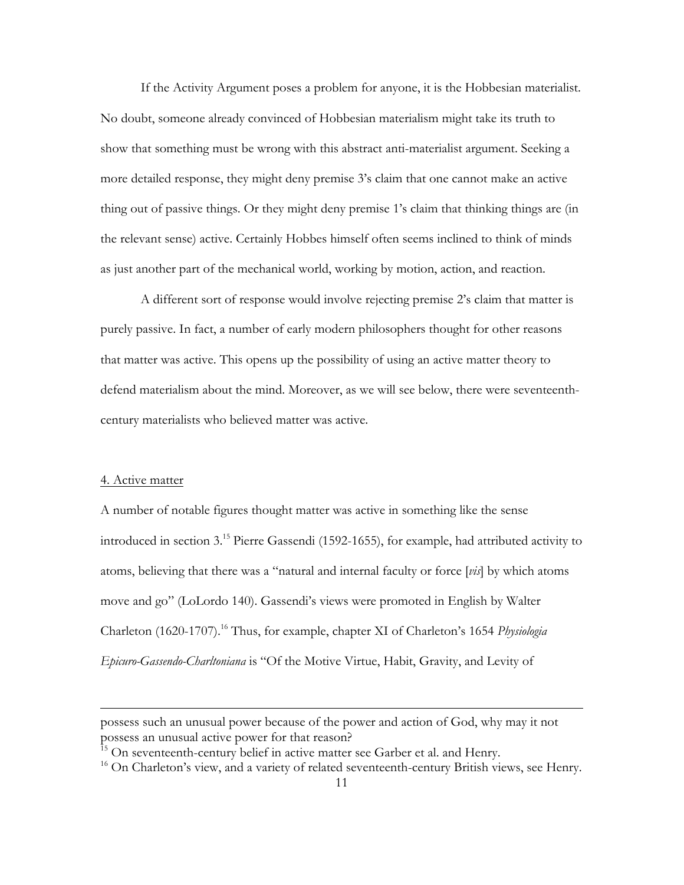If the Activity Argument poses a problem for anyone, it is the Hobbesian materialist. No doubt, someone already convinced of Hobbesian materialism might take its truth to show that something must be wrong with this abstract anti-materialist argument. Seeking a more detailed response, they might deny premise 3's claim that one cannot make an active thing out of passive things. Or they might deny premise 1's claim that thinking things are (in the relevant sense) active. Certainly Hobbes himself often seems inclined to think of minds as just another part of the mechanical world, working by motion, action, and reaction.

A different sort of response would involve rejecting premise 2's claim that matter is purely passive. In fact, a number of early modern philosophers thought for other reasons that matter was active. This opens up the possibility of using an active matter theory to defend materialism about the mind. Moreover, as we will see below, there were seventeenth-century materialists who believed matter was active.

## 4. Active matter

A number of notable figures thought matter was active in something like the sense introduced in section 3.[15] Pierre Gassendi (1592-1655), for example, had attributed activity to atoms, believing that there was a "natural and internal faculty or force [*vis*] by which atoms move and go" (LoLordo 140). Gassendi's views were promoted in English by Walter Charleton (1620-1707).[16] Thus, for example, chapter XI of Charleton's 1654 *Physiologia Epicuro-Gassendo-Charltoniana* is "Of the Motive Virtue, Habit, Gravity, and Levity of

---

possess such an unusual power because of the power and action of God, why may it not possess an unusual active power for that reason?

[15] On seventeenth-century belief in active matter see Garber et al. and Henry.

[16] On Charleton's view, and a variety of related seventeenth-century British views, see Henry.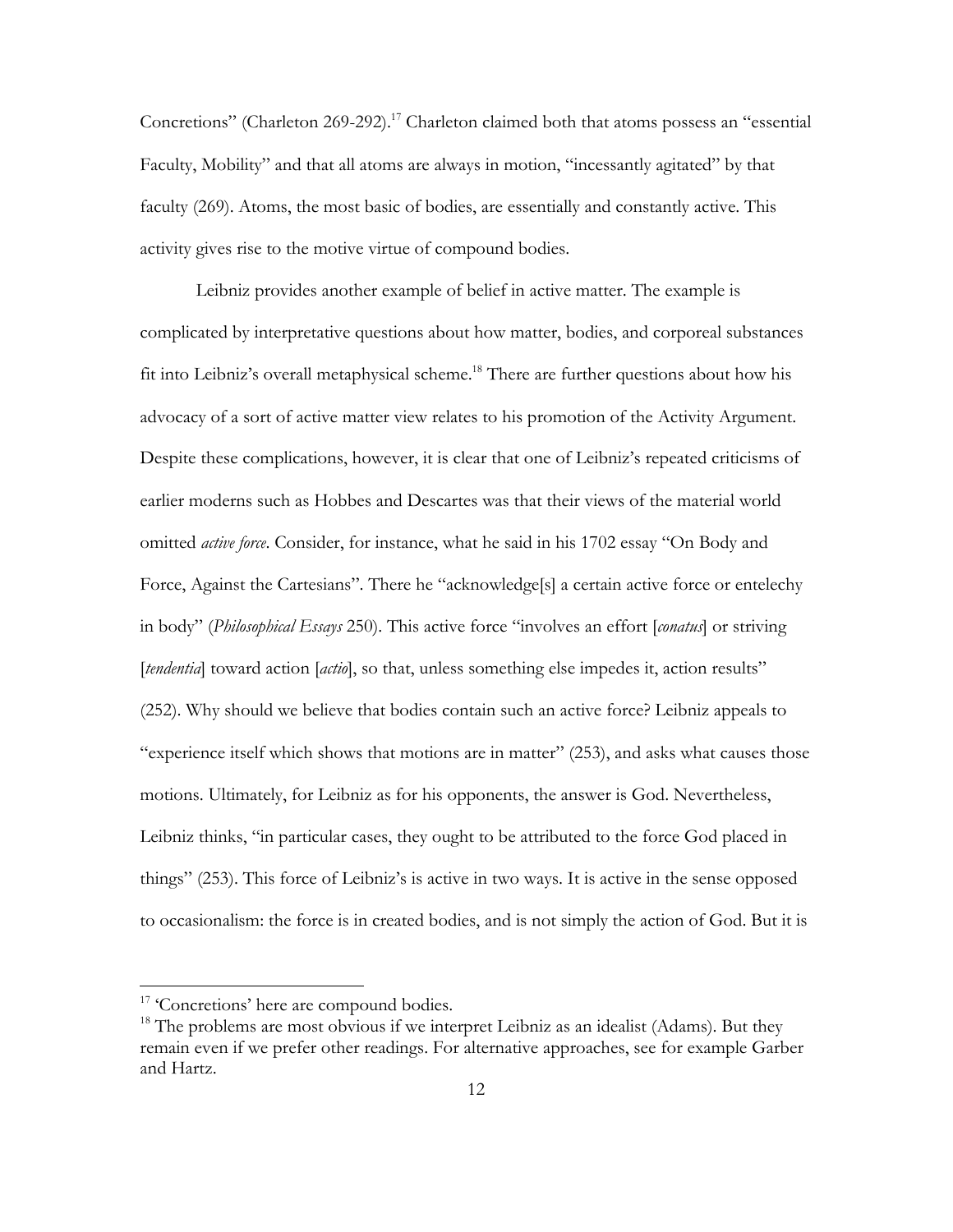Concretions" (Charleton 269-292).[17] Charleton claimed both that atoms possess an "essential Faculty, Mobility" and that all atoms are always in motion, "incessantly agitated" by that faculty (269). Atoms, the most basic of bodies, are essentially and constantly active. This activity gives rise to the motive virtue of compound bodies.

Leibniz provides another example of belief in active matter. The example is complicated by interpretative questions about how matter, bodies, and corporeal substances fit into Leibniz's overall metaphysical scheme.[18] There are further questions about how his advocacy of a sort of active matter view relates to his promotion of the Activity Argument. Despite these complications, however, it is clear that one of Leibniz's repeated criticisms of earlier moderns such as Hobbes and Descartes was that their views of the material world omitted *active force*. Consider, for instance, what he said in his 1702 essay "On Body and Force, Against the Cartesians". There he "acknowledge[s] a certain active force or entelechy in body" (*Philosophical Essays* 250). This active force "involves an effort [*conatus*] or striving [*tendentia*] toward action [*actio*], so that, unless something else impedes it, action results" (252). Why should we believe that bodies contain such an active force? Leibniz appeals to "experience itself which shows that motions are in matter" (253), and asks what causes those motions. Ultimately, for Leibniz as for his opponents, the answer is God. Nevertheless, Leibniz thinks, "in particular cases, they ought to be attributed to the force God placed in things" (253). This force of Leibniz's is active in two ways. It is active in the sense opposed to occasionalism: the force is in created bodies, and is not simply the action of God. But it is

[17] 'Concretions' here are compound bodies.

[18] The problems are most obvious if we interpret Leibniz as an idealist (Adams). But they remain even if we prefer other readings. For alternative approaches, see for example Garber and Hartz.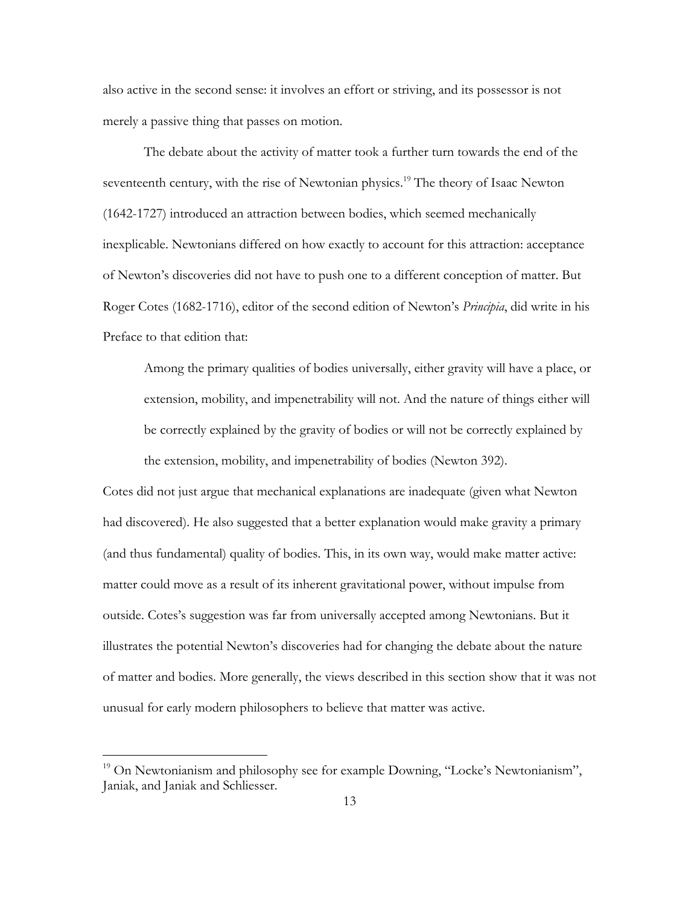also active in the second sense: it involves an effort or striving, and its possessor is not merely a passive thing that passes on motion.

The debate about the activity of matter took a further turn towards the end of the seventeenth century, with the rise of Newtonian physics.[19] The theory of Isaac Newton (1642-1727) introduced an attraction between bodies, which seemed mechanically inexplicable. Newtonians differed on how exactly to account for this attraction: acceptance of Newton's discoveries did not have to push one to a different conception of matter. But Roger Cotes (1682-1716), editor of the second edition of Newton's *Principia*, did write in his Preface to that edition that:

> Among the primary qualities of bodies universally, either gravity will have a place, or extension, mobility, and impenetrability will not. And the nature of things either will be correctly explained by the gravity of bodies or will not be correctly explained by the extension, mobility, and impenetrability of bodies (Newton 392).

Cotes did not just argue that mechanical explanations are inadequate (given what Newton had discovered). He also suggested that a better explanation would make gravity a primary (and thus fundamental) quality of bodies. This, in its own way, would make matter active: matter could move as a result of its inherent gravitational power, without impulse from outside. Cotes's suggestion was far from universally accepted among Newtonians. But it illustrates the potential Newton's discoveries had for changing the debate about the nature of matter and bodies. More generally, the views described in this section show that it was not unusual for early modern philosophers to believe that matter was active.

---

[19] On Newtonianism and philosophy see for example Downing, "Locke's Newtonianism", Janiak, and Janiak and Schliesser.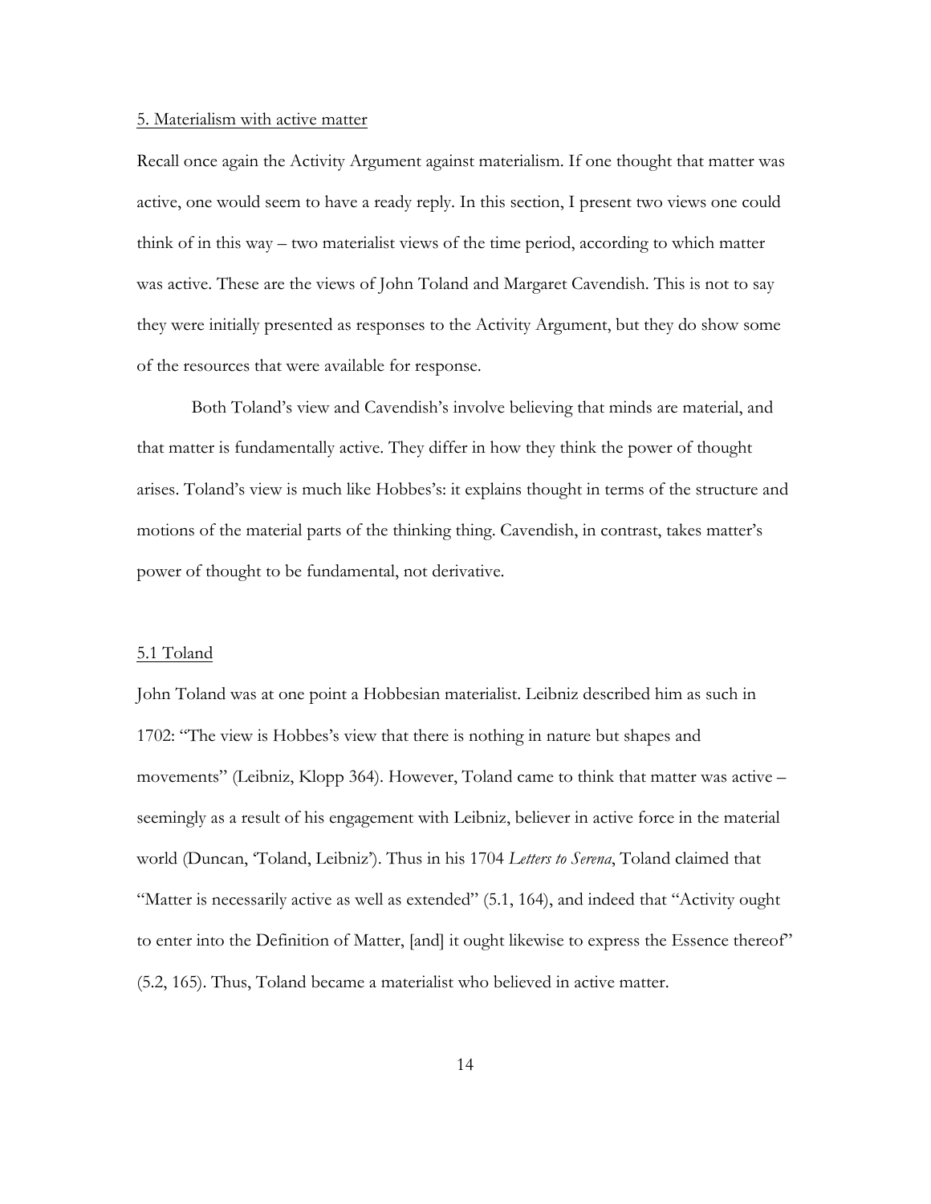## 5. Materialism with active matter

Recall once again the Activity Argument against materialism. If one thought that matter was active, one would seem to have a ready reply. In this section, I present two views one could think of in this way – two materialist views of the time period, according to which matter was active. These are the views of John Toland and Margaret Cavendish. This is not to say they were initially presented as responses to the Activity Argument, but they do show some of the resources that were available for response.

Both Toland's view and Cavendish's involve believing that minds are material, and that matter is fundamentally active. They differ in how they think the power of thought arises. Toland's view is much like Hobbes's: it explains thought in terms of the structure and motions of the material parts of the thinking thing. Cavendish, in contrast, takes matter's power of thought to be fundamental, not derivative.

### 5.1 Toland

John Toland was at one point a Hobbesian materialist. Leibniz described him as such in 1702: "The view is Hobbes's view that there is nothing in nature but shapes and movements" (Leibniz, Klopp 364). However, Toland came to think that matter was active – seemingly as a result of his engagement with Leibniz, believer in active force in the material world (Duncan, 'Toland, Leibniz'). Thus in his 1704 *Letters to Serena*, Toland claimed that "Matter is necessarily active as well as extended" (5.1, 164), and indeed that "Activity ought to enter into the Definition of Matter, [and] it ought likewise to express the Essence thereof" (5.2, 165). Thus, Toland became a materialist who believed in active matter.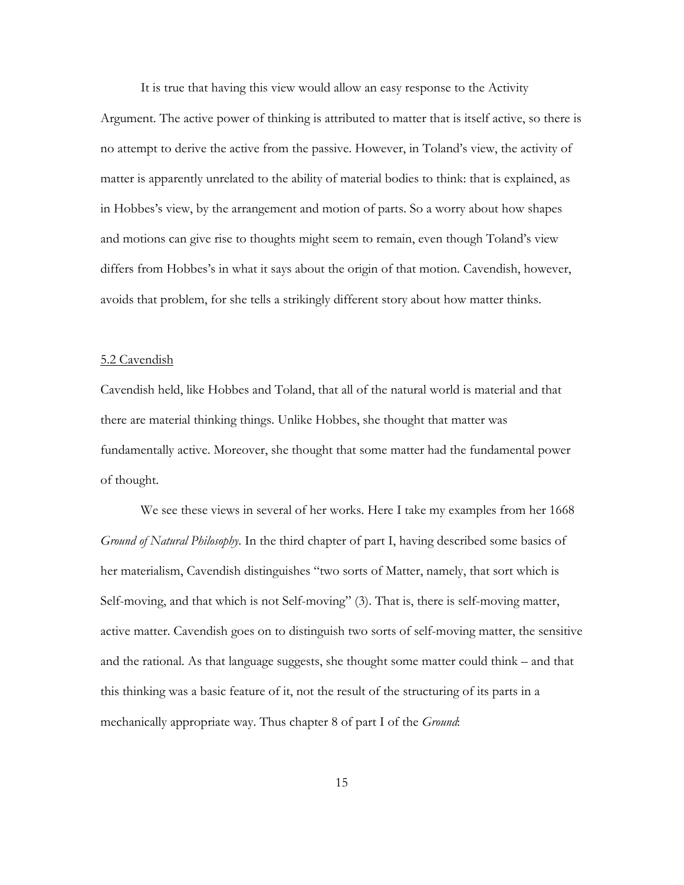It is true that having this view would allow an easy response to the Activity Argument. The active power of thinking is attributed to matter that is itself active, so there is no attempt to derive the active from the passive. However, in Toland's view, the activity of matter is apparently unrelated to the ability of material bodies to think: that is explained, as in Hobbes's view, by the arrangement and motion of parts. So a worry about how shapes and motions can give rise to thoughts might seem to remain, even though Toland's view differs from Hobbes's in what it says about the origin of that motion. Cavendish, however, avoids that problem, for she tells a strikingly different story about how matter thinks.

## 5.2 Cavendish

Cavendish held, like Hobbes and Toland, that all of the natural world is material and that there are material thinking things. Unlike Hobbes, she thought that matter was fundamentally active. Moreover, she thought that some matter had the fundamental power of thought.

We see these views in several of her works. Here I take my examples from her 1668 *Ground of Natural Philosophy*. In the third chapter of part I, having described some basics of her materialism, Cavendish distinguishes "two sorts of Matter, namely, that sort which is Self-moving, and that which is not Self-moving" (3). That is, there is self-moving matter, active matter. Cavendish goes on to distinguish two sorts of self-moving matter, the sensitive and the rational. As that language suggests, she thought some matter could think – and that this thinking was a basic feature of it, not the result of the structuring of its parts in a mechanically appropriate way. Thus chapter 8 of part I of the *Ground*: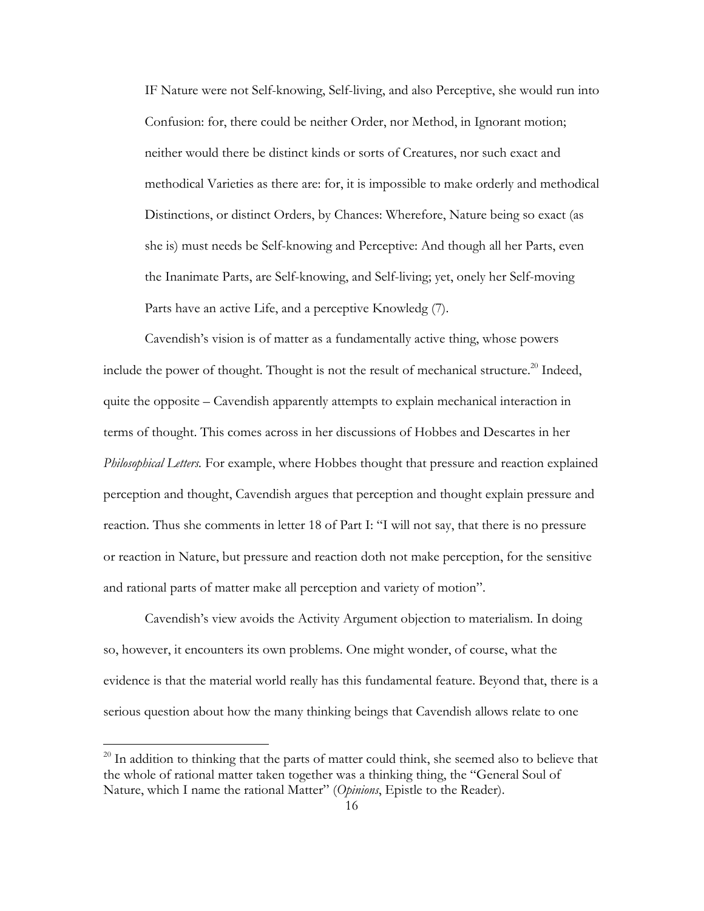> IF Nature were not Self-knowing, Self-living, and also Perceptive, she would run into Confusion: for, there could be neither Order, nor Method, in Ignorant motion; neither would there be distinct kinds or sorts of Creatures, nor such exact and methodical Varieties as there are: for, it is impossible to make orderly and methodical Distinctions, or distinct Orders, by Chances: Wherefore, Nature being so exact (as she is) must needs be Self-knowing and Perceptive: And though all her Parts, even the Inanimate Parts, are Self-knowing, and Self-living; yet, onely her Self-moving Parts have an active Life, and a perceptive Knowledg (7).

Cavendish's vision is of matter as a fundamentally active thing, whose powers include the power of thought. Thought is not the result of mechanical structure.[20] Indeed, quite the opposite – Cavendish apparently attempts to explain mechanical interaction in terms of thought. This comes across in her discussions of Hobbes and Descartes in her *Philosophical Letters.* For example, where Hobbes thought that pressure and reaction explained perception and thought, Cavendish argues that perception and thought explain pressure and reaction. Thus she comments in letter 18 of Part I: "I will not say, that there is no pressure or reaction in Nature, but pressure and reaction doth not make perception, for the sensitive and rational parts of matter make all perception and variety of motion".

Cavendish's view avoids the Activity Argument objection to materialism. In doing so, however, it encounters its own problems. One might wonder, of course, what the evidence is that the material world really has this fundamental feature. Beyond that, there is a serious question about how the many thinking beings that Cavendish allows relate to one

[20] In addition to thinking that the parts of matter could think, she seemed also to believe that the whole of rational matter taken together was a thinking thing, the "General Soul of Nature, which I name the rational Matter" (*Opinions*, Epistle to the Reader).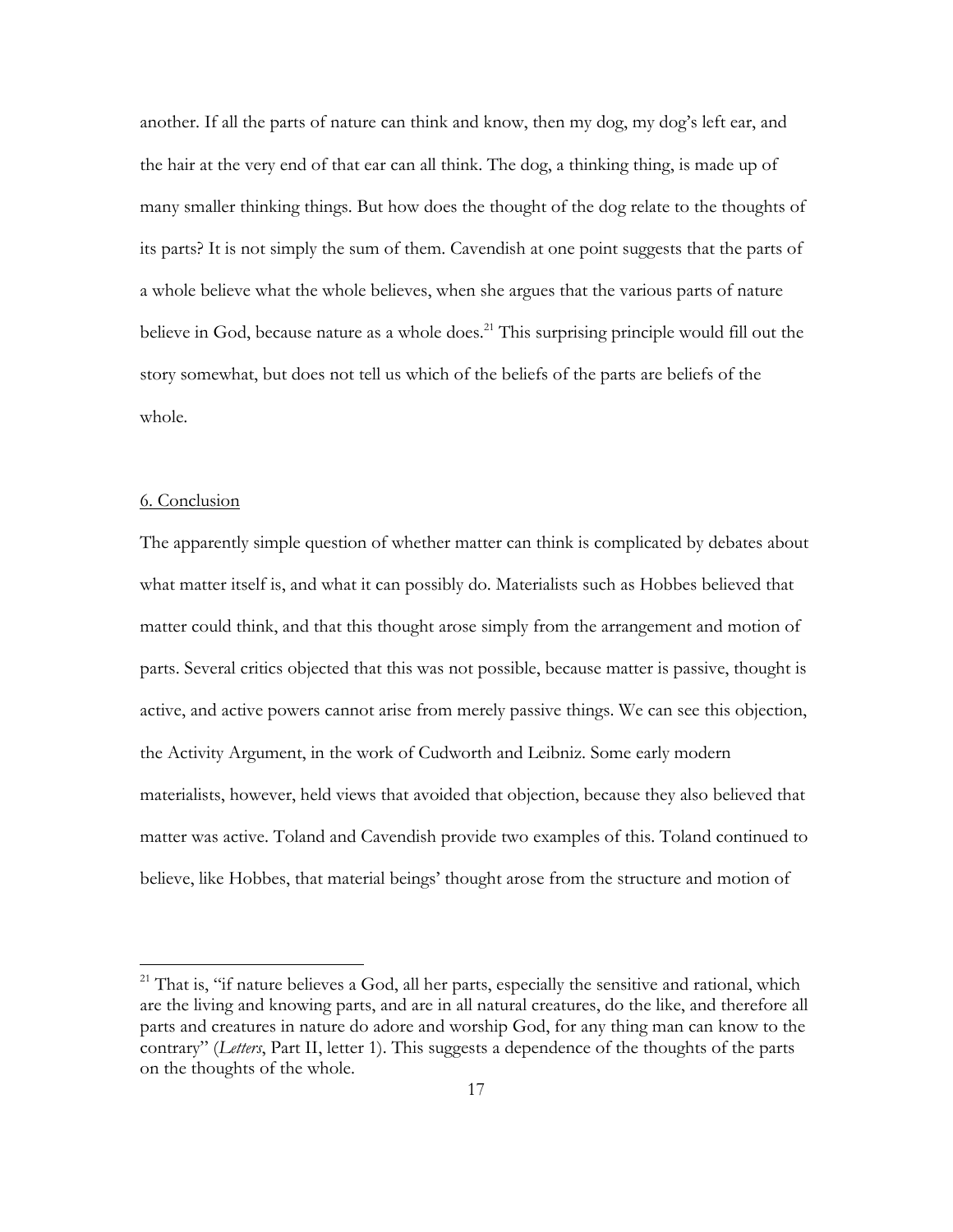another. If all the parts of nature can think and know, then my dog, my dog's left ear, and the hair at the very end of that ear can all think. The dog, a thinking thing, is made up of many smaller thinking things. But how does the thought of the dog relate to the thoughts of its parts? It is not simply the sum of them. Cavendish at one point suggests that the parts of a whole believe what the whole believes, when she argues that the various parts of nature believe in God, because nature as a whole does.[21] This surprising principle would fill out the story somewhat, but does not tell us which of the beliefs of the parts are beliefs of the whole.

## 6. Conclusion

The apparently simple question of whether matter can think is complicated by debates about what matter itself is, and what it can possibly do. Materialists such as Hobbes believed that matter could think, and that this thought arose simply from the arrangement and motion of parts. Several critics objected that this was not possible, because matter is passive, thought is active, and active powers cannot arise from merely passive things. We can see this objection, the Activity Argument, in the work of Cudworth and Leibniz. Some early modern materialists, however, held views that avoided that objection, because they also believed that matter was active. Toland and Cavendish provide two examples of this. Toland continued to believe, like Hobbes, that material beings' thought arose from the structure and motion of

[21] That is, "if nature believes a God, all her parts, especially the sensitive and rational, which are the living and knowing parts, and are in all natural creatures, do the like, and therefore all parts and creatures in nature do adore and worship God, for any thing man can know to the contrary" (*Letters*, Part II, letter 1). This suggests a dependence of the thoughts of the parts on the thoughts of the whole.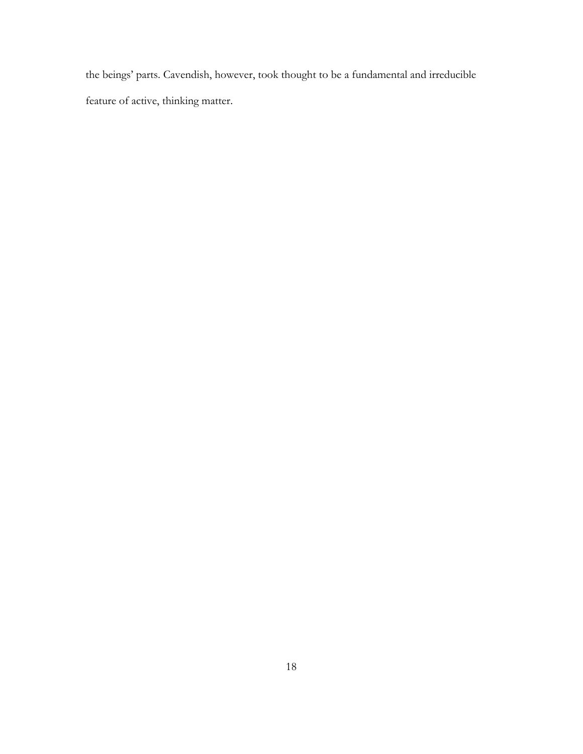the beings' parts. Cavendish, however, took thought to be a fundamental and irreducible feature of active, thinking matter.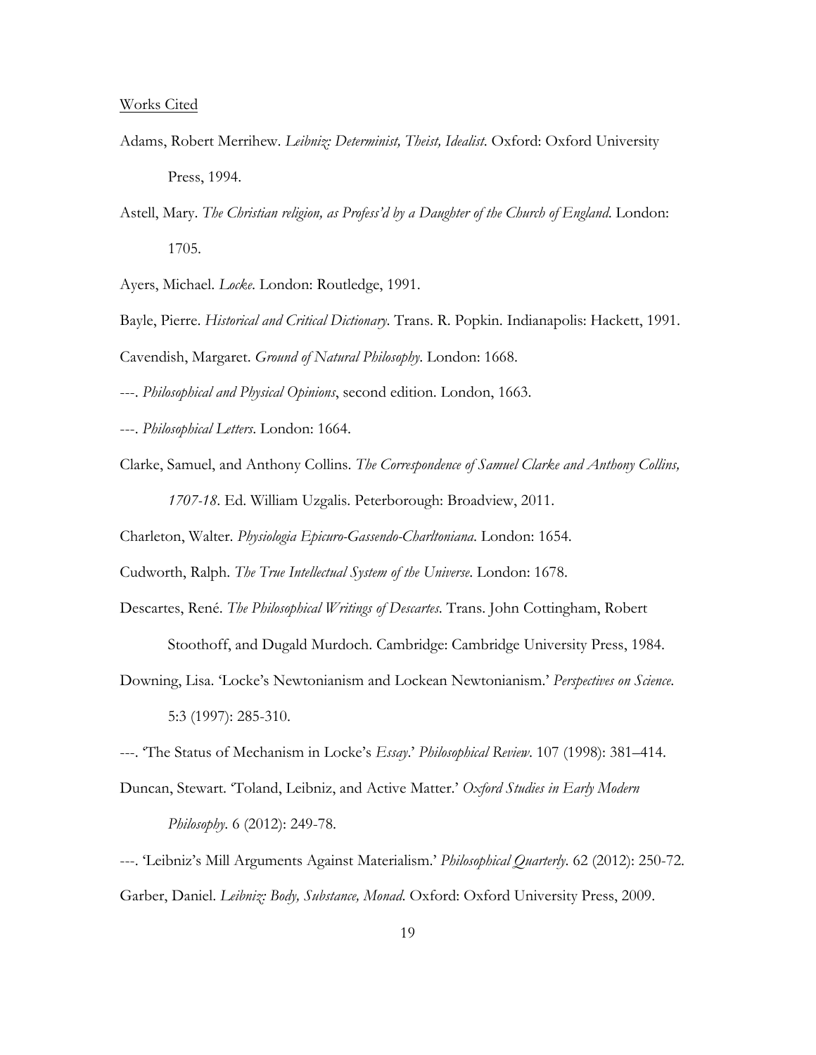Works Cited

Adams, Robert Merrihew. *Leibniz: Determinist, Theist, Idealist*. Oxford: Oxford University Press, 1994.

Astell, Mary. *The Christian religion, as Profess'd by a Daughter of the Church of England*. London: 1705.

Ayers, Michael. *Locke*. London: Routledge, 1991.

Bayle, Pierre. *Historical and Critical Dictionary*. Trans. R. Popkin. Indianapolis: Hackett, 1991.

Cavendish, Margaret. *Ground of Natural Philosophy*. London: 1668.

---. *Philosophical and Physical Opinions*, second edition. London, 1663.

---. *Philosophical Letters*. London: 1664.

Clarke, Samuel, and Anthony Collins. *The Correspondence of Samuel Clarke and Anthony Collins, 1707-18*. Ed. William Uzgalis. Peterborough: Broadview, 2011.

Charleton, Walter. *Physiologia Epicuro-Gassendo-Charltoniana*. London: 1654.

Cudworth, Ralph. *The True Intellectual System of the Universe*. London: 1678.

Descartes, René. *The Philosophical Writings of Descartes*. Trans. John Cottingham, Robert Stoothoff, and Dugald Murdoch. Cambridge: Cambridge University Press, 1984.

Downing, Lisa. 'Locke's Newtonianism and Lockean Newtonianism.' *Perspectives on Science.* 5:3 (1997): 285-310.

---. 'The Status of Mechanism in Locke's *Essay*.' *Philosophical Review*. 107 (1998): 381–414.

Duncan, Stewart. 'Toland, Leibniz, and Active Matter.' *Oxford Studies in Early Modern Philosophy*. 6 (2012): 249-78.

---. 'Leibniz's Mill Arguments Against Materialism.' *Philosophical Quarterly*. 62 (2012): 250-72.

Garber, Daniel. *Leibniz: Body, Substance, Monad*. Oxford: Oxford University Press, 2009.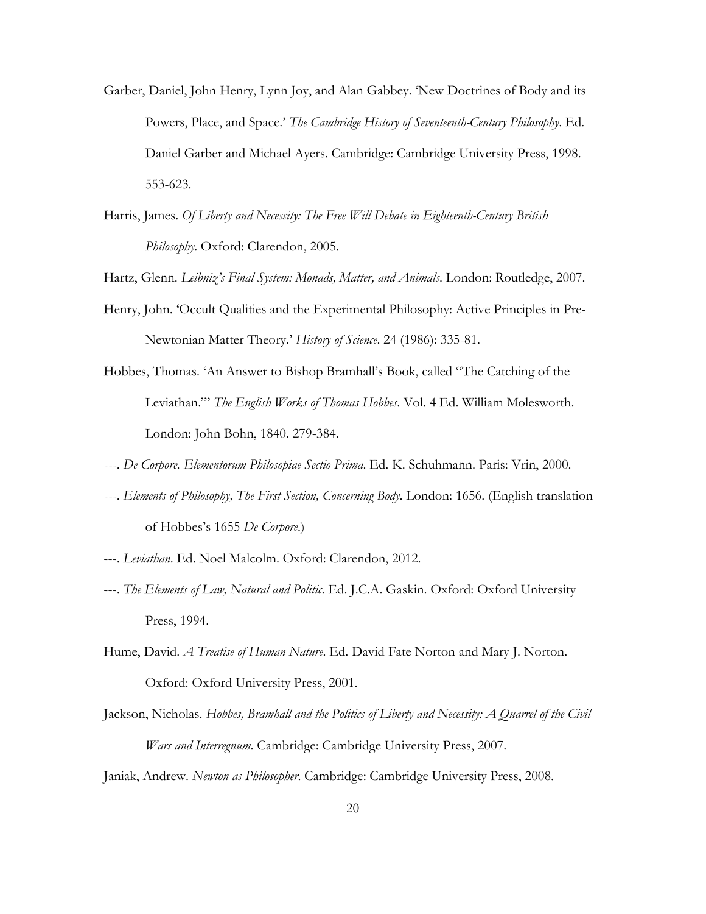Garber, Daniel, John Henry, Lynn Joy, and Alan Gabbey. 'New Doctrines of Body and its Powers, Place, and Space.' *The Cambridge History of Seventeenth-Century Philosophy*. Ed. Daniel Garber and Michael Ayers. Cambridge: Cambridge University Press, 1998. 553-623.

Harris, James. *Of Liberty and Necessity: The Free Will Debate in Eighteenth-Century British Philosophy*. Oxford: Clarendon, 2005.

Hartz, Glenn. *Leibniz's Final System: Monads, Matter, and Animals*. London: Routledge, 2007.

Henry, John. 'Occult Qualities and the Experimental Philosophy: Active Principles in Pre-Newtonian Matter Theory.' *History of Science*. 24 (1986): 335-81.

Hobbes, Thomas. 'An Answer to Bishop Bramhall's Book, called "The Catching of the Leviathan."' *The English Works of Thomas Hobbes*. Vol. 4 Ed. William Molesworth. London: John Bohn, 1840. 279-384.

---. *De Corpore. Elementorum Philosopiae Sectio Prima*. Ed. K. Schuhmann. Paris: Vrin, 2000.

---. *Elements of Philosophy, The First Section, Concerning Body*. London: 1656. (English translation of Hobbes's 1655 *De Corpore*.)

---. *Leviathan*. Ed. Noel Malcolm. Oxford: Clarendon, 2012.

---. *The Elements of Law, Natural and Politic*. Ed. J.C.A. Gaskin. Oxford: Oxford University Press, 1994.

Hume, David. *A Treatise of Human Nature*. Ed. David Fate Norton and Mary J. Norton. Oxford: Oxford University Press, 2001.

Jackson, Nicholas. *Hobbes, Bramhall and the Politics of Liberty and Necessity: A Quarrel of the Civil Wars and Interregnum*. Cambridge: Cambridge University Press, 2007.

Janiak, Andrew. *Newton as Philosopher*. Cambridge: Cambridge University Press, 2008.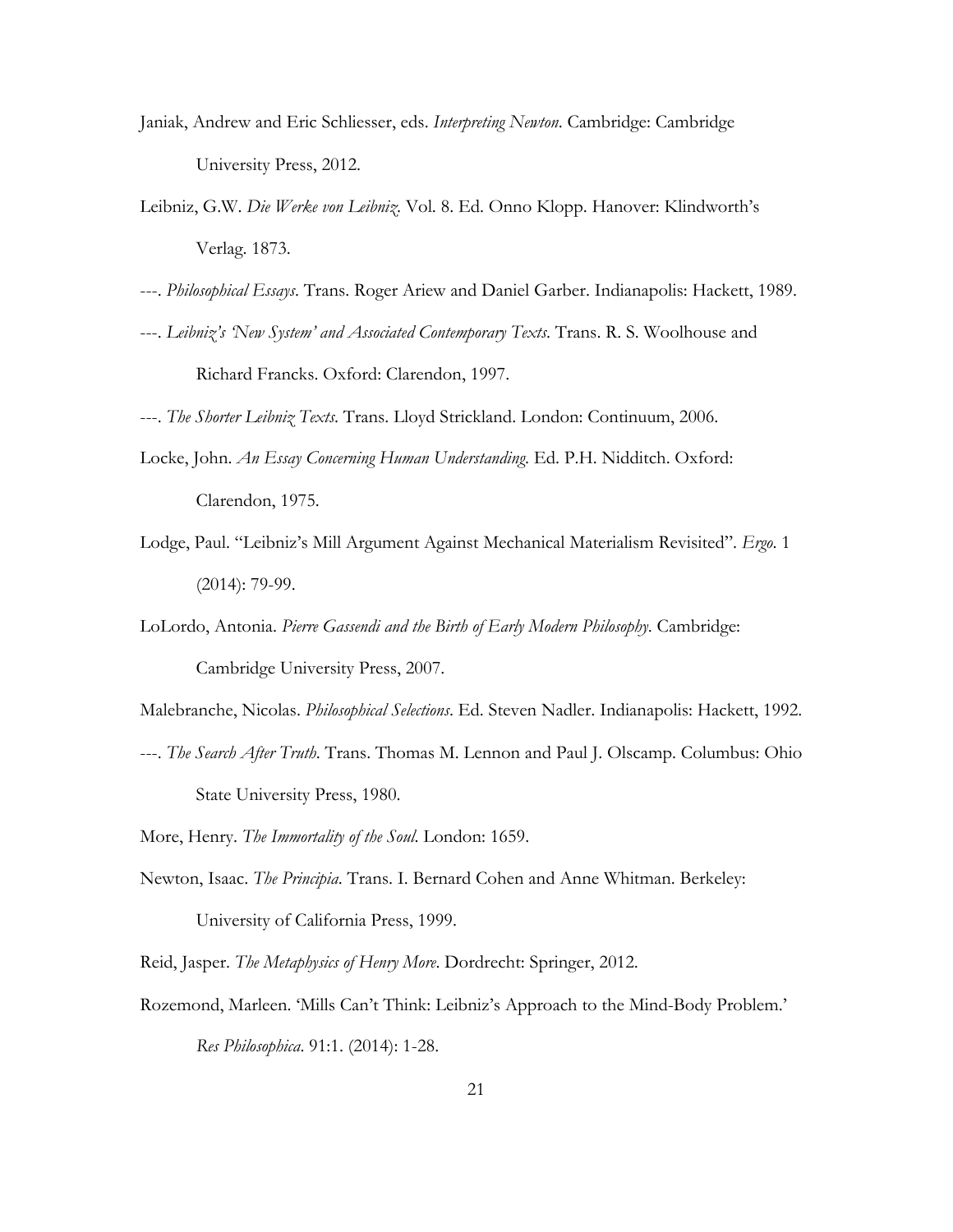Janiak, Andrew and Eric Schliesser, eds. *Interpreting Newton*. Cambridge: Cambridge University Press, 2012.

Leibniz, G.W. *Die Werke von Leibniz*. Vol. 8. Ed. Onno Klopp. Hanover: Klindworth's Verlag. 1873.

---. *Philosophical Essays*. Trans. Roger Ariew and Daniel Garber. Indianapolis: Hackett, 1989.

---. *Leibniz's 'New System' and Associated Contemporary Texts*. Trans. R. S. Woolhouse and Richard Francks. Oxford: Clarendon, 1997.

---. *The Shorter Leibniz Texts*. Trans. Lloyd Strickland. London: Continuum, 2006.

Locke, John. *An Essay Concerning Human Understanding*. Ed. P.H. Nidditch. Oxford: Clarendon, 1975.

Lodge, Paul. "Leibniz's Mill Argument Against Mechanical Materialism Revisited". *Ergo*. 1 (2014): 79-99.

LoLordo, Antonia. *Pierre Gassendi and the Birth of Early Modern Philosophy*. Cambridge: Cambridge University Press, 2007.

Malebranche, Nicolas. *Philosophical Selections*. Ed. Steven Nadler. Indianapolis: Hackett, 1992.

---. *The Search After Truth*. Trans. Thomas M. Lennon and Paul J. Olscamp. Columbus: Ohio State University Press, 1980.

More, Henry. *The Immortality of the Soul*. London: 1659.

Newton, Isaac. *The Principia*. Trans. I. Bernard Cohen and Anne Whitman. Berkeley: University of California Press, 1999.

Reid, Jasper. *The Metaphysics of Henry More*. Dordrecht: Springer, 2012.

Rozemond, Marleen. 'Mills Can't Think: Leibniz's Approach to the Mind-Body Problem.' *Res Philosophica*. 91:1. (2014): 1-28.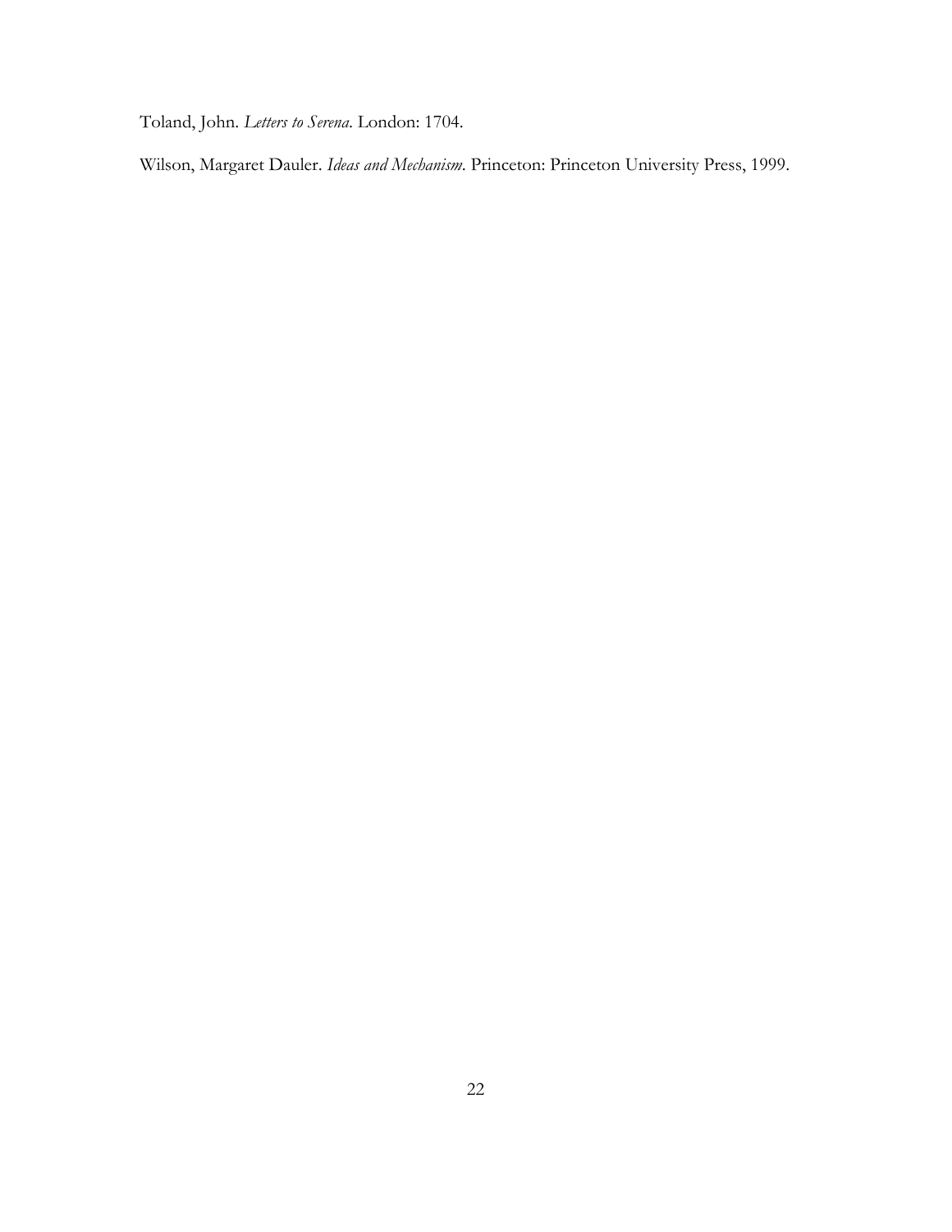Toland, John. *Letters to Serena*. London: 1704.

Wilson, Margaret Dauler. *Ideas and Mechanism*. Princeton: Princeton University Press, 1999.